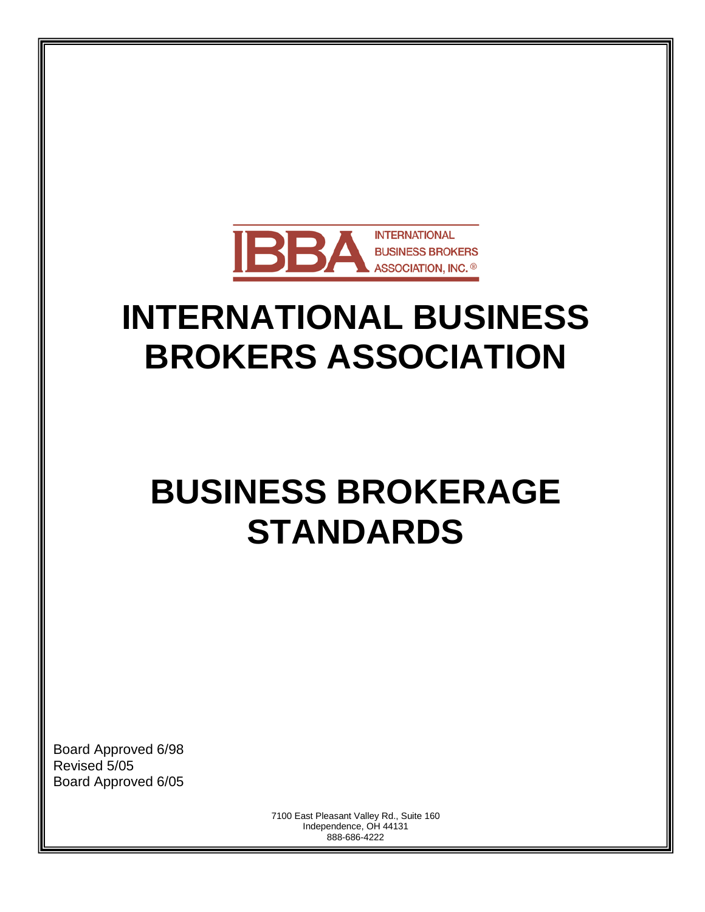INTERNATIONAL BUSINESS BROKERS ASSOCIATION, INC.®

# INTERNATIONAL BUSINESS BROKERS ASSOCIATION

# BUSINESS BROKERAGE STANDARDS

Board Approved 6/98
Revised 5/05
Board Approved 6/05

7100 East Pleasant Valley Rd., Suite 160
Independence, OH 44131
888-686-4222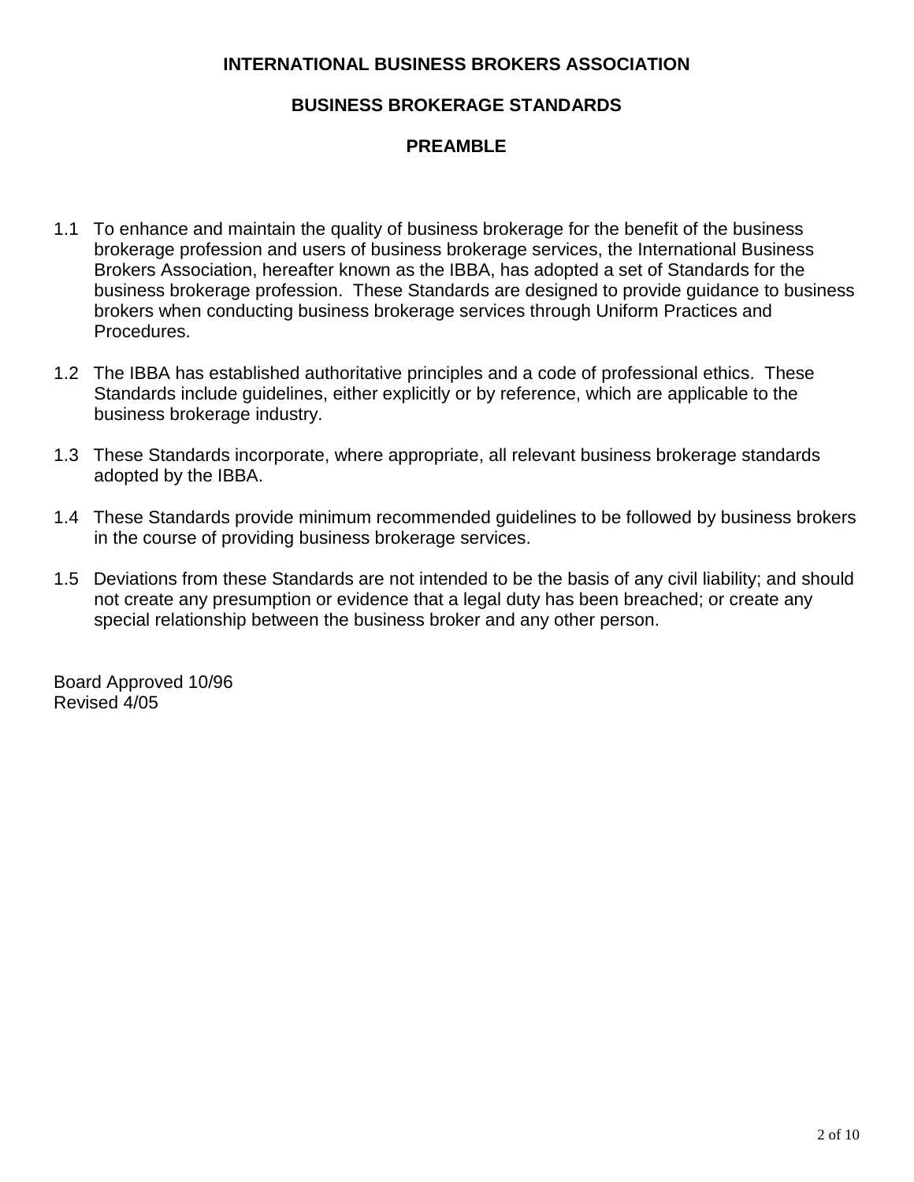# INTERNATIONAL BUSINESS BROKERS ASSOCIATION

## BUSINESS BROKERAGE STANDARDS

## PREAMBLE

1.1 To enhance and maintain the quality of business brokerage for the benefit of the business brokerage profession and users of business brokerage services, the International Business Brokers Association, hereafter known as the IBBA, has adopted a set of Standards for the business brokerage profession. These Standards are designed to provide guidance to business brokers when conducting business brokerage services through Uniform Practices and Procedures.

1.2 The IBBA has established authoritative principles and a code of professional ethics. These Standards include guidelines, either explicitly or by reference, which are applicable to the business brokerage industry.

1.3 These Standards incorporate, where appropriate, all relevant business brokerage standards adopted by the IBBA.

1.4 These Standards provide minimum recommended guidelines to be followed by business brokers in the course of providing business brokerage services.

1.5 Deviations from these Standards are not intended to be the basis of any civil liability; and should not create any presumption or evidence that a legal duty has been breached; or create any special relationship between the business broker and any other person.

Board Approved 10/96
Revised 4/05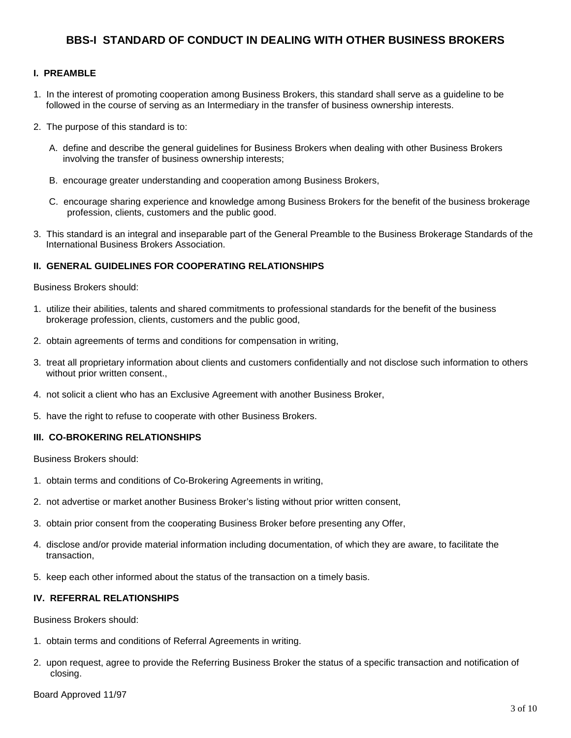# BBS-I STANDARD OF CONDUCT IN DEALING WITH OTHER BUSINESS BROKERS

## I. PREAMBLE

1. In the interest of promoting cooperation among Business Brokers, this standard shall serve as a guideline to be followed in the course of serving as an Intermediary in the transfer of business ownership interests.

2. The purpose of this standard is to:

   A. define and describe the general guidelines for Business Brokers when dealing with other Business Brokers involving the transfer of business ownership interests;

   B. encourage greater understanding and cooperation among Business Brokers,

   C. encourage sharing experience and knowledge among Business Brokers for the benefit of the business brokerage profession, clients, customers and the public good.

3. This standard is an integral and inseparable part of the General Preamble to the Business Brokerage Standards of the International Business Brokers Association.

## II. GENERAL GUIDELINES FOR COOPERATING RELATIONSHIPS

Business Brokers should:

1. utilize their abilities, talents and shared commitments to professional standards for the benefit of the business brokerage profession, clients, customers and the public good,

2. obtain agreements of terms and conditions for compensation in writing,

3. treat all proprietary information about clients and customers confidentially and not disclose such information to others without prior written consent.,

4. not solicit a client who has an Exclusive Agreement with another Business Broker,

5. have the right to refuse to cooperate with other Business Brokers.

## III. CO-BROKERING RELATIONSHIPS

Business Brokers should:

1. obtain terms and conditions of Co-Brokering Agreements in writing,

2. not advertise or market another Business Broker's listing without prior written consent,

3. obtain prior consent from the cooperating Business Broker before presenting any Offer,

4. disclose and/or provide material information including documentation, of which they are aware, to facilitate the transaction,

5. keep each other informed about the status of the transaction on a timely basis.

## IV. REFERRAL RELATIONSHIPS

Business Brokers should:

1. obtain terms and conditions of Referral Agreements in writing.

2. upon request, agree to provide the Referring Business Broker the status of a specific transaction and notification of closing.

Board Approved 11/97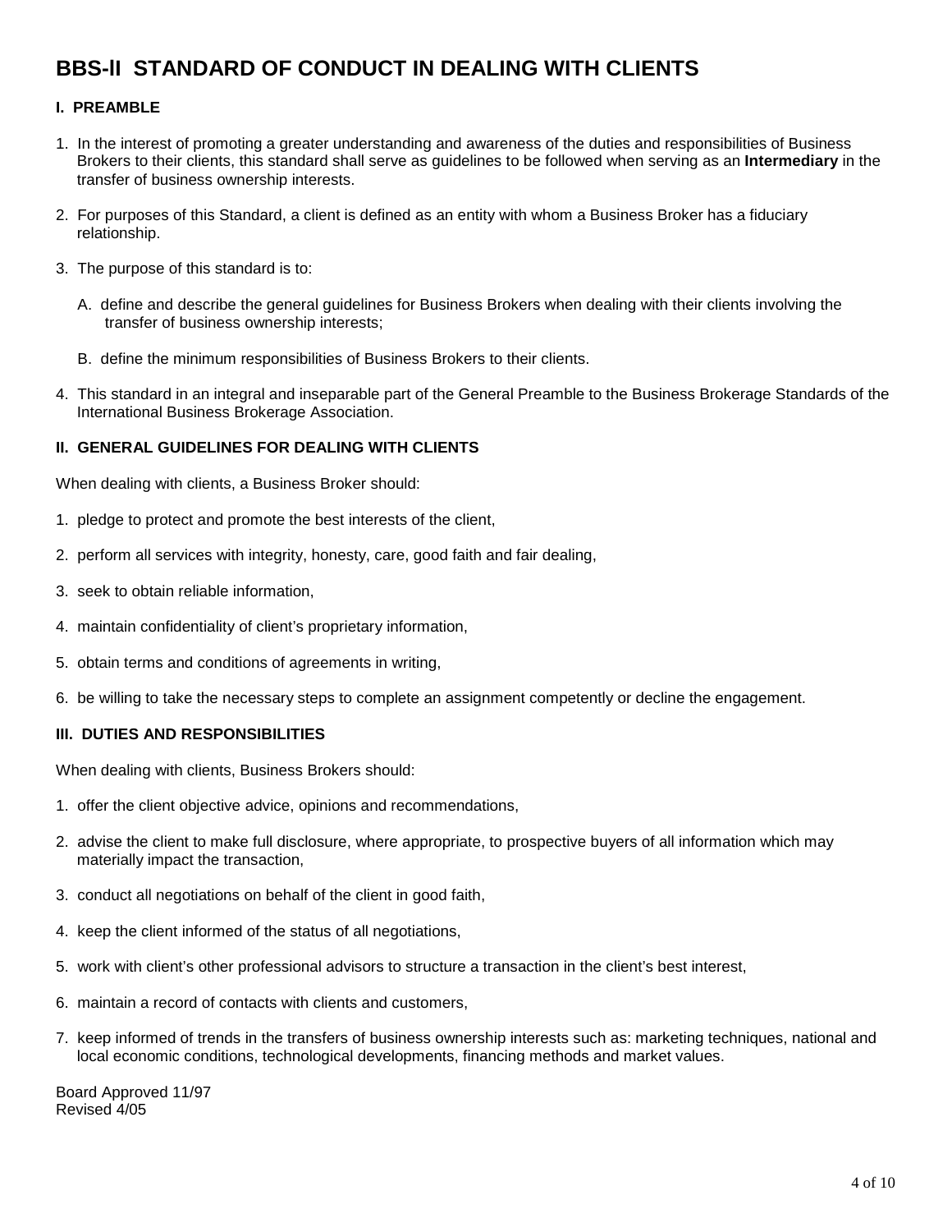# BBS-II STANDARD OF CONDUCT IN DEALING WITH CLIENTS

## I. PREAMBLE

1. In the interest of promoting a greater understanding and awareness of the duties and responsibilities of Business Brokers to their clients, this standard shall serve as guidelines to be followed when serving as an **Intermediary** in the transfer of business ownership interests.

2. For purposes of this Standard, a client is defined as an entity with whom a Business Broker has a fiduciary relationship.

3. The purpose of this standard is to:

   A. define and describe the general guidelines for Business Brokers when dealing with their clients involving the transfer of business ownership interests;

   B. define the minimum responsibilities of Business Brokers to their clients.

4. This standard in an integral and inseparable part of the General Preamble to the Business Brokerage Standards of the International Business Brokerage Association.

## II. GENERAL GUIDELINES FOR DEALING WITH CLIENTS

When dealing with clients, a Business Broker should:

1. pledge to protect and promote the best interests of the client,

2. perform all services with integrity, honesty, care, good faith and fair dealing,

3. seek to obtain reliable information,

4. maintain confidentiality of client's proprietary information,

5. obtain terms and conditions of agreements in writing,

6. be willing to take the necessary steps to complete an assignment competently or decline the engagement.

## III. DUTIES AND RESPONSIBILITIES

When dealing with clients, Business Brokers should:

1. offer the client objective advice, opinions and recommendations,

2. advise the client to make full disclosure, where appropriate, to prospective buyers of all information which may materially impact the transaction,

3. conduct all negotiations on behalf of the client in good faith,

4. keep the client informed of the status of all negotiations,

5. work with client's other professional advisors to structure a transaction in the client's best interest,

6. maintain a record of contacts with clients and customers,

7. keep informed of trends in the transfers of business ownership interests such as: marketing techniques, national and local economic conditions, technological developments, financing methods and market values.

Board Approved 11/97
Revised 4/05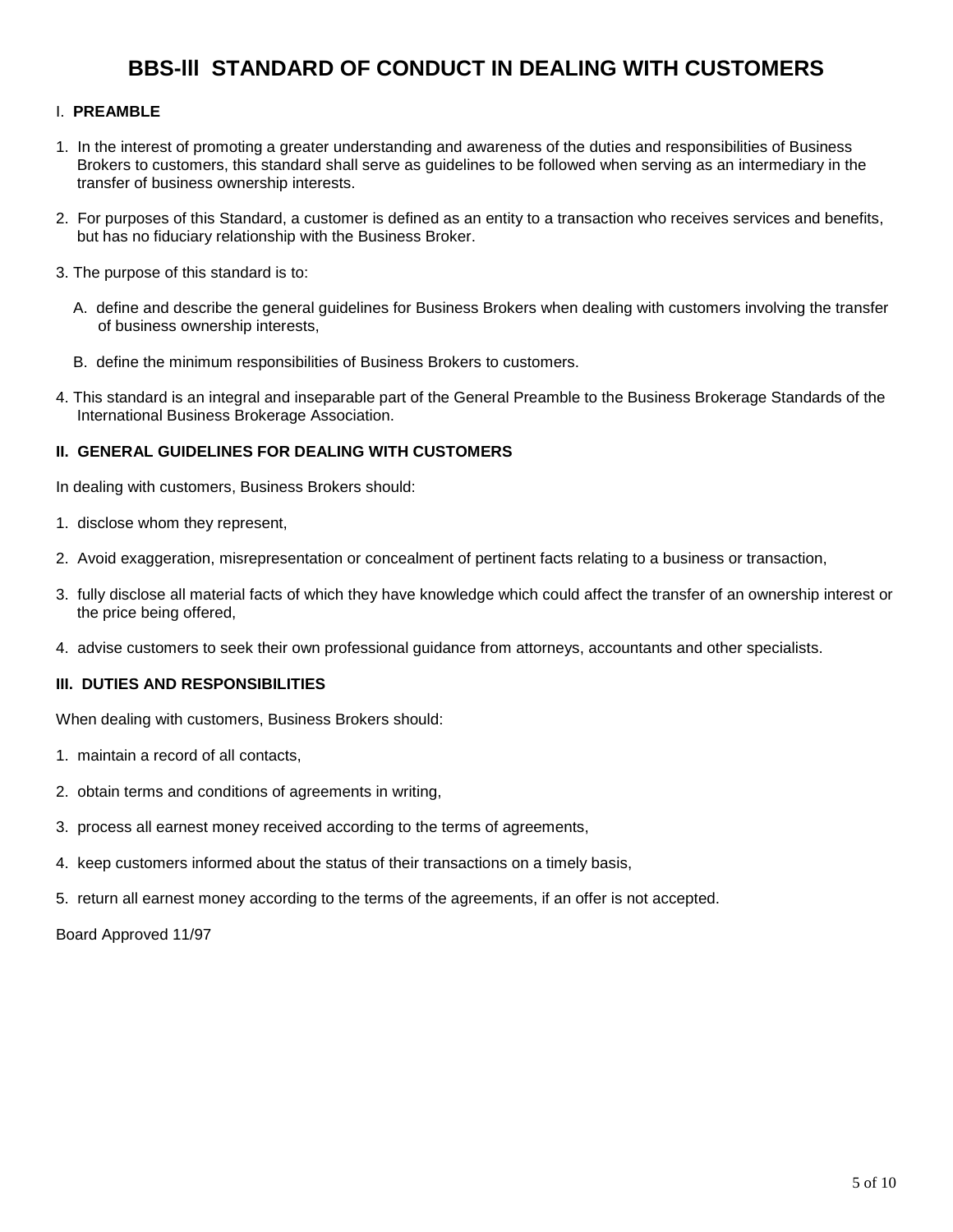# BBS-lll STANDARD OF CONDUCT IN DEALING WITH CUSTOMERS

## I. PREAMBLE

1. In the interest of promoting a greater understanding and awareness of the duties and responsibilities of Business Brokers to customers, this standard shall serve as guidelines to be followed when serving as an intermediary in the transfer of business ownership interests.

2. For purposes of this Standard, a customer is defined as an entity to a transaction who receives services and benefits, but has no fiduciary relationship with the Business Broker.

3. The purpose of this standard is to:

   A. define and describe the general guidelines for Business Brokers when dealing with customers involving the transfer of business ownership interests,

   B. define the minimum responsibilities of Business Brokers to customers.

4. This standard is an integral and inseparable part of the General Preamble to the Business Brokerage Standards of the International Business Brokerage Association.

## II. GENERAL GUIDELINES FOR DEALING WITH CUSTOMERS

In dealing with customers, Business Brokers should:

1. disclose whom they represent,

2. Avoid exaggeration, misrepresentation or concealment of pertinent facts relating to a business or transaction,

3. fully disclose all material facts of which they have knowledge which could affect the transfer of an ownership interest or the price being offered,

4. advise customers to seek their own professional guidance from attorneys, accountants and other specialists.

## III. DUTIES AND RESPONSIBILITIES

When dealing with customers, Business Brokers should:

1. maintain a record of all contacts,

2. obtain terms and conditions of agreements in writing,

3. process all earnest money received according to the terms of agreements,

4. keep customers informed about the status of their transactions on a timely basis,

5. return all earnest money according to the terms of the agreements, if an offer is not accepted.

Board Approved 11/97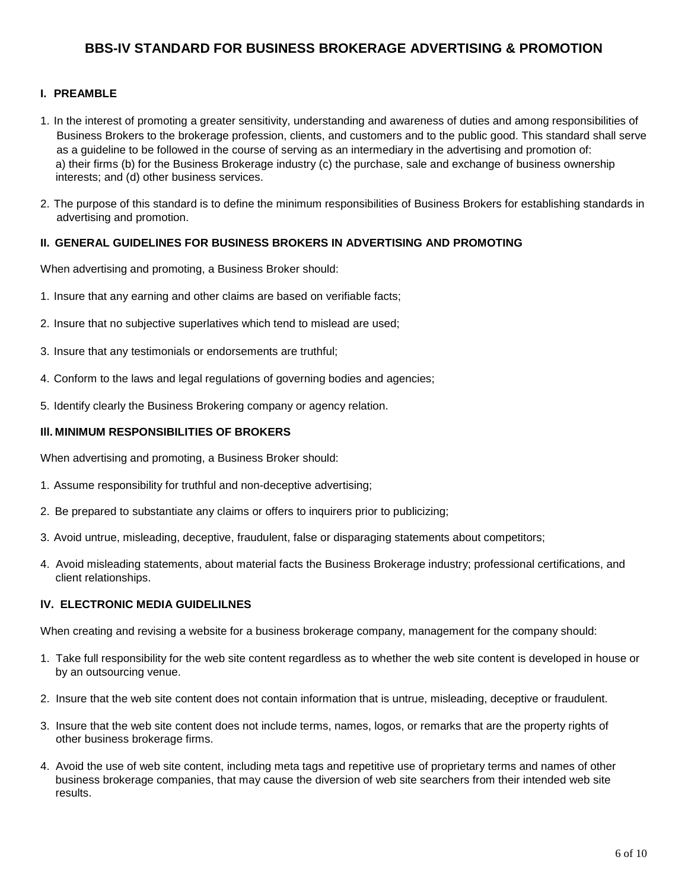# BBS-IV STANDARD FOR BUSINESS BROKERAGE ADVERTISING & PROMOTION

## I. PREAMBLE

1. In the interest of promoting a greater sensitivity, understanding and awareness of duties and among responsibilities of Business Brokers to the brokerage profession, clients, and customers and to the public good. This standard shall serve as a guideline to be followed in the course of serving as an intermediary in the advertising and promotion of:
   a) their firms (b) for the Business Brokerage industry (c) the purchase, sale and exchange of business ownership interests; and (d) other business services.

2. The purpose of this standard is to define the minimum responsibilities of Business Brokers for establishing standards in advertising and promotion.

## II. GENERAL GUIDELINES FOR BUSINESS BROKERS IN ADVERTISING AND PROMOTING

When advertising and promoting, a Business Broker should:

1. Insure that any earning and other claims are based on verifiable facts;
2. Insure that no subjective superlatives which tend to mislead are used;
3. Insure that any testimonials or endorsements are truthful;
4. Conform to the laws and legal regulations of governing bodies and agencies;
5. Identify clearly the Business Brokering company or agency relation.

## III. MINIMUM RESPONSIBILITIES OF BROKERS

When advertising and promoting, a Business Broker should:

1. Assume responsibility for truthful and non-deceptive advertising;
2. Be prepared to substantiate any claims or offers to inquirers prior to publicizing;
3. Avoid untrue, misleading, deceptive, fraudulent, false or disparaging statements about competitors;
4. Avoid misleading statements, about material facts the Business Brokerage industry; professional certifications, and client relationships.

## IV. ELECTRONIC MEDIA GUIDELILNES

When creating and revising a website for a business brokerage company, management for the company should:

1. Take full responsibility for the web site content regardless as to whether the web site content is developed in house or by an outsourcing venue.
2. Insure that the web site content does not contain information that is untrue, misleading, deceptive or fraudulent.
3. Insure that the web site content does not include terms, names, logos, or remarks that are the property rights of other business brokerage firms.
4. Avoid the use of web site content, including meta tags and repetitive use of proprietary terms and names of other business brokerage companies, that may cause the diversion of web site searchers from their intended web site results.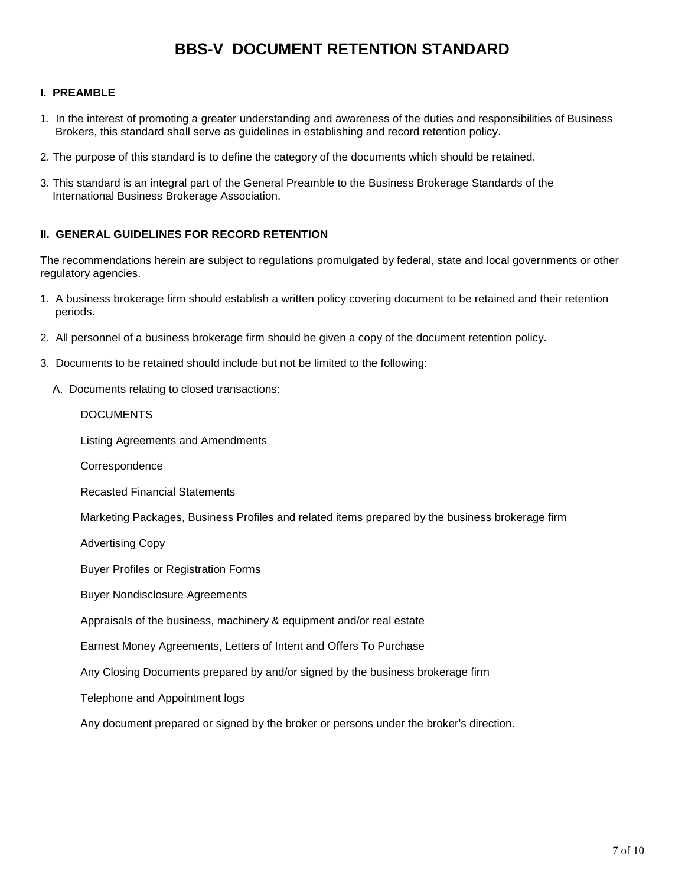# BBS-V DOCUMENT RETENTION STANDARD

## I. PREAMBLE

1. In the interest of promoting a greater understanding and awareness of the duties and responsibilities of Business Brokers, this standard shall serve as guidelines in establishing and record retention policy.

2. The purpose of this standard is to define the category of the documents which should be retained.

3. This standard is an integral part of the General Preamble to the Business Brokerage Standards of the International Business Brokerage Association.

## II. GENERAL GUIDELINES FOR RECORD RETENTION

The recommendations herein are subject to regulations promulgated by federal, state and local governments or other regulatory agencies.

1. A business brokerage firm should establish a written policy covering document to be retained and their retention periods.

2. All personnel of a business brokerage firm should be given a copy of the document retention policy.

3. Documents to be retained should include but not be limited to the following:

   A. Documents relating to closed transactions:

      DOCUMENTS

      Listing Agreements and Amendments

      Correspondence

      Recasted Financial Statements

      Marketing Packages, Business Profiles and related items prepared by the business brokerage firm

      Advertising Copy

      Buyer Profiles or Registration Forms

      Buyer Nondisclosure Agreements

      Appraisals of the business, machinery & equipment and/or real estate

      Earnest Money Agreements, Letters of Intent and Offers To Purchase

      Any Closing Documents prepared by and/or signed by the business brokerage firm

      Telephone and Appointment logs

      Any document prepared or signed by the broker or persons under the broker's direction.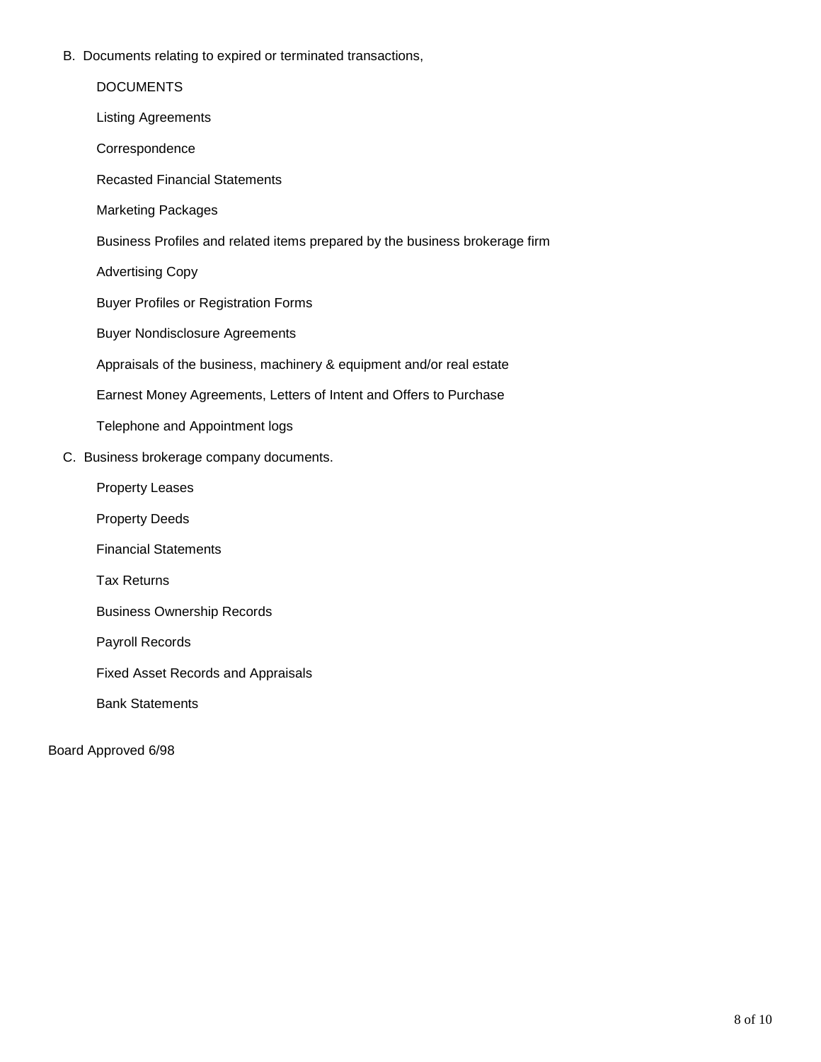B. Documents relating to expired or terminated transactions,

DOCUMENTS

Listing Agreements

Correspondence

Recasted Financial Statements

Marketing Packages

Business Profiles and related items prepared by the business brokerage firm

Advertising Copy

Buyer Profiles or Registration Forms

Buyer Nondisclosure Agreements

Appraisals of the business, machinery & equipment and/or real estate

Earnest Money Agreements, Letters of Intent and Offers to Purchase

Telephone and Appointment logs

C. Business brokerage company documents.

Property Leases

Property Deeds

Financial Statements

Tax Returns

Business Ownership Records

Payroll Records

Fixed Asset Records and Appraisals

Bank Statements

Board Approved 6/98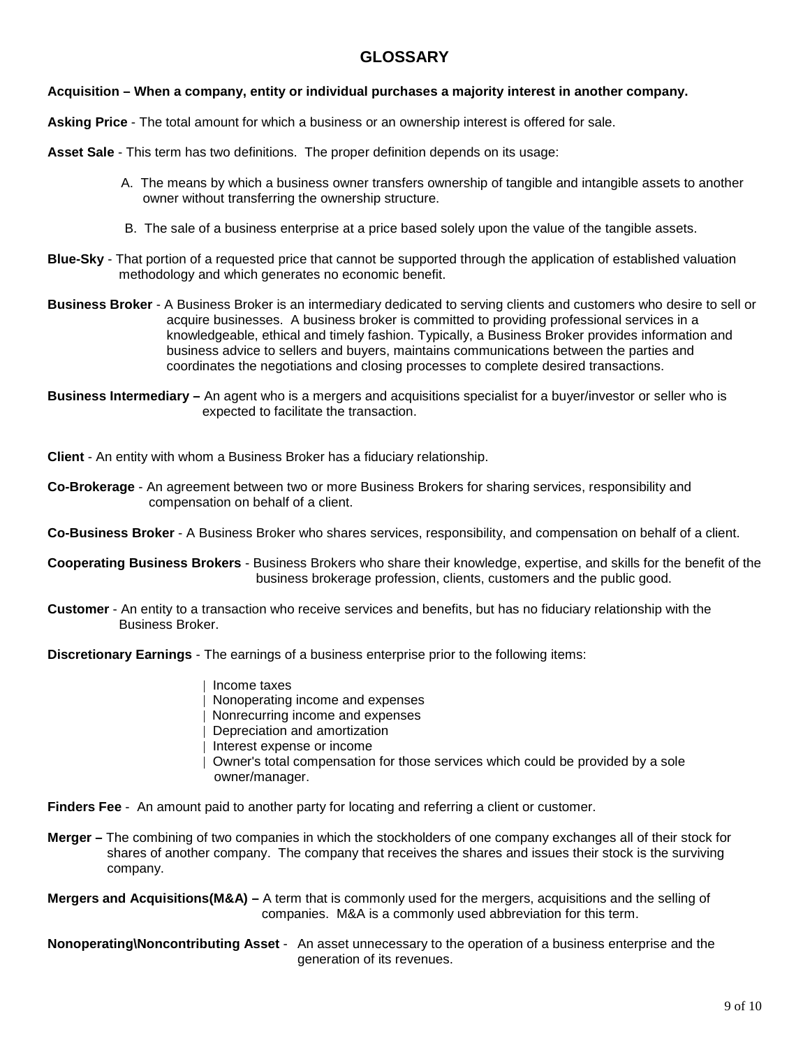# GLOSSARY

**Acquisition – When a company, entity or individual purchases a majority interest in another company.**

**Asking Price** - The total amount for which a business or an ownership interest is offered for sale.

**Asset Sale** - This term has two definitions. The proper definition depends on its usage:

A. The means by which a business owner transfers ownership of tangible and intangible assets to another owner without transferring the ownership structure.

B. The sale of a business enterprise at a price based solely upon the value of the tangible assets.

**Blue-Sky** - That portion of a requested price that cannot be supported through the application of established valuation methodology and which generates no economic benefit.

**Business Broker** - A Business Broker is an intermediary dedicated to serving clients and customers who desire to sell or acquire businesses. A business broker is committed to providing professional services in a knowledgeable, ethical and timely fashion. Typically, a Business Broker provides information and business advice to sellers and buyers, maintains communications between the parties and coordinates the negotiations and closing processes to complete desired transactions.

**Business Intermediary –** An agent who is a mergers and acquisitions specialist for a buyer/investor or seller who is expected to facilitate the transaction.

**Client** - An entity with whom a Business Broker has a fiduciary relationship.

**Co-Brokerage** - An agreement between two or more Business Brokers for sharing services, responsibility and compensation on behalf of a client.

**Co-Business Broker** - A Business Broker who shares services, responsibility, and compensation on behalf of a client.

**Cooperating Business Brokers** - Business Brokers who share their knowledge, expertise, and skills for the benefit of the business brokerage profession, clients, customers and the public good.

**Customer** - An entity to a transaction who receive services and benefits, but has no fiduciary relationship with the Business Broker.

**Discretionary Earnings** - The earnings of a business enterprise prior to the following items:

- Income taxes
- Nonoperating income and expenses
- Nonrecurring income and expenses
- Depreciation and amortization
- Interest expense or income
- Owner's total compensation for those services which could be provided by a sole owner/manager.

**Finders Fee** - An amount paid to another party for locating and referring a client or customer.

**Merger –** The combining of two companies in which the stockholders of one company exchanges all of their stock for shares of another company. The company that receives the shares and issues their stock is the surviving company.

**Mergers and Acquisitions(M&A) –** A term that is commonly used for the mergers, acquisitions and the selling of companies. M&A is a commonly used abbreviation for this term.

**Nonoperating\Noncontributing Asset** - An asset unnecessary to the operation of a business enterprise and the generation of its revenues.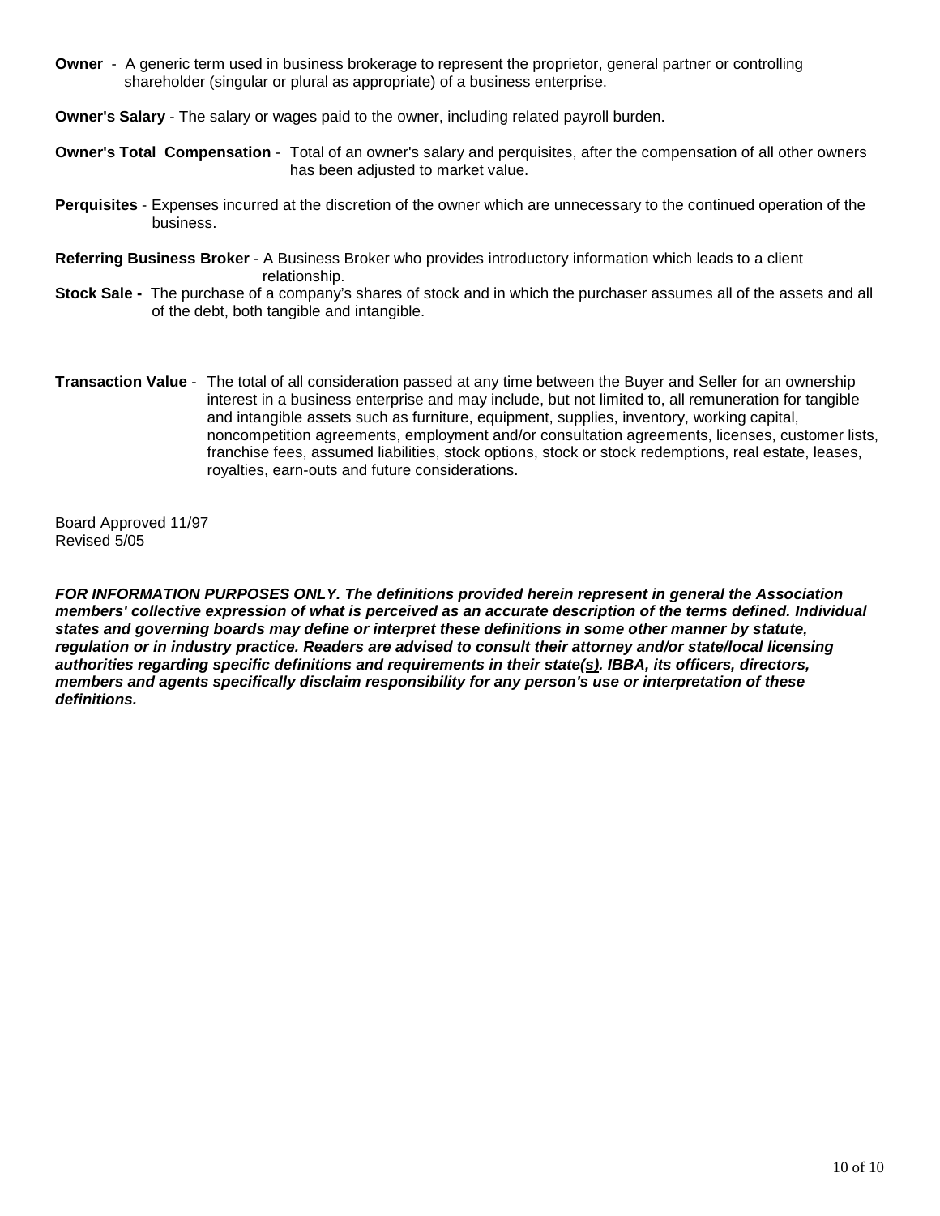**Owner** - A generic term used in business brokerage to represent the proprietor, general partner or controlling shareholder (singular or plural as appropriate) of a business enterprise.

**Owner's Salary** - The salary or wages paid to the owner, including related payroll burden.

**Owner's Total Compensation** - Total of an owner's salary and perquisites, after the compensation of all other owners has been adjusted to market value.

**Perquisites** - Expenses incurred at the discretion of the owner which are unnecessary to the continued operation of the business.

**Referring Business Broker** - A Business Broker who provides introductory information which leads to a client relationship.

**Stock Sale -** The purchase of a company's shares of stock and in which the purchaser assumes all of the assets and all of the debt, both tangible and intangible.

**Transaction Value** - The total of all consideration passed at any time between the Buyer and Seller for an ownership interest in a business enterprise and may include, but not limited to, all remuneration for tangible and intangible assets such as furniture, equipment, supplies, inventory, working capital, noncompetition agreements, employment and/or consultation agreements, licenses, customer lists, franchise fees, assumed liabilities, stock options, stock or stock redemptions, real estate, leases, royalties, earn-outs and future considerations.

Board Approved 11/97
Revised 5/05

***FOR INFORMATION PURPOSES ONLY. The definitions provided herein represent in general the Association members' collective expression of what is perceived as an accurate description of the terms defined. Individual states and governing boards may define or interpret these definitions in some other manner by statute, regulation or in industry practice. Readers are advised to consult their attorney and/or state/local licensing authorities regarding specific definitions and requirements in their state(s). IBBA, its officers, directors, members and agents specifically disclaim responsibility for any person's use or interpretation of these definitions.***